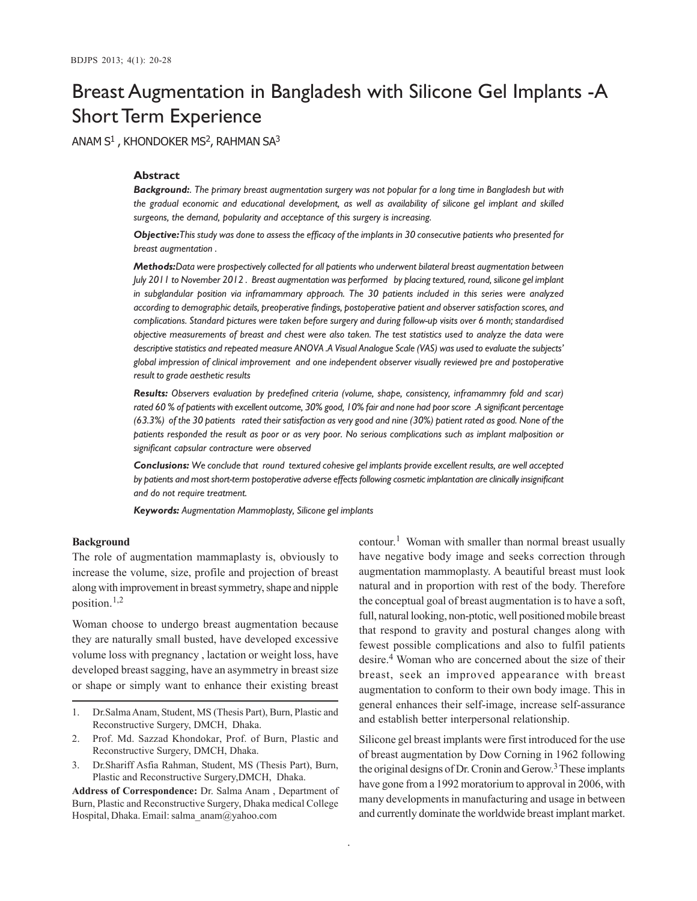# Breast Augmentation in Bangladesh with Silicone Gel Implants -A Short Term Experience

ANAM S[1] , KHONDOKER MS[2], RAHMAN SA[3]

## Abstract

***Background:****. The primary breast augmentation surgery was not popular for a long time in Bangladesh but with the gradual economic and educational development, as well as availability of silicone gel implant and skilled surgeons, the demand, popularity and acceptance of this surgery is increasing.*

***Objective:****This study was done to assess the efficacy of the implants in 30 consecutive patients who presented for breast augmentation .*

***Methods:****Data were prospectively collected for all patients who underwent bilateral breast augmentation between July 2011 to November 2012 . Breast augmentation was performed by placing textured, round, silicone gel implant in subglandular position via inframammary approach. The 30 patients included in this series were analyzed according to demographic details, preoperative findings, postoperative patient and observer satisfaction scores, and complications. Standard pictures were taken before surgery and during follow-up visits over 6 month; standardised objective measurements of breast and chest were also taken. The test statistics used to analyze the data were descriptive statistics and repeated measure ANOVA .A Visual Analogue Scale (VAS) was used to evaluate the subjects' global impression of clinical improvement and one independent observer visually reviewed pre and postoperative result to grade aesthetic results*

***Results:*** *Observers evaluation by predefined criteria (volume, shape, consistency, inframammry fold and scar) rated 60 % of patients with excellent outcome, 30% good, 10% fair and none had poor score .A significant percentage (63.3%) of the 30 patients rated their satisfaction as very good and nine (30%) patient rated as good. None of the patients responded the result as poor or as very poor. No serious complications such as implant malposition or significant capsular contracture were observed*

***Conclusions:*** *We conclude that round textured cohesive gel implants provide excellent results, are well accepted by patients and most short-term postoperative adverse effects following cosmetic implantation are clinically insignificant and do not require treatment.*

***Keywords:*** *Augmentation Mammoplasty, Silicone gel implants*

## Background

The role of augmentation mammaplasty is, obviously to increase the volume, size, profile and projection of breast along with improvement in breast symmetry, shape and nipple position.[1,2]

Woman choose to undergo breast augmentation because they are naturally small busted, have developed excessive volume loss with pregnancy , lactation or weight loss, have developed breast sagging, have an asymmetry in breast size or shape or simply want to enhance their existing breast contour.[1] Woman with smaller than normal breast usually have negative body image and seeks correction through augmentation mammoplasty. A beautiful breast must look natural and in proportion with rest of the body. Therefore the conceptual goal of breast augmentation is to have a soft, full, natural looking, non-ptotic, well positioned mobile breast that respond to gravity and postural changes along with fewest possible complications and also to fulfil patients desire.[4] Woman who are concerned about the size of their breast, seek an improved appearance with breast augmentation to conform to their own body image. This in general enhances their self-image, increase self-assurance and establish better interpersonal relationship.

Silicone gel breast implants were first introduced for the use of breast augmentation by Dow Corning in 1962 following the original designs of Dr. Cronin and Gerow.[3] These implants have gone from a 1992 moratorium to approval in 2006, with many developments in manufacturing and usage in between and currently dominate the worldwide breast implant market.

1. Dr.Salma Anam, Student, MS (Thesis Part), Burn, Plastic and Reconstructive Surgery, DMCH, Dhaka.
2. Prof. Md. Sazzad Khondokar, Prof. of Burn, Plastic and Reconstructive Surgery, DMCH, Dhaka.
3. Dr.Shariff Asfia Rahman, Student, MS (Thesis Part), Burn, Plastic and Reconstructive Surgery,DMCH, Dhaka.

**Address of Correspondence:** Dr. Salma Anam , Department of Burn, Plastic and Reconstructive Surgery, Dhaka medical College Hospital, Dhaka. Email: salma_anam@yahoo.com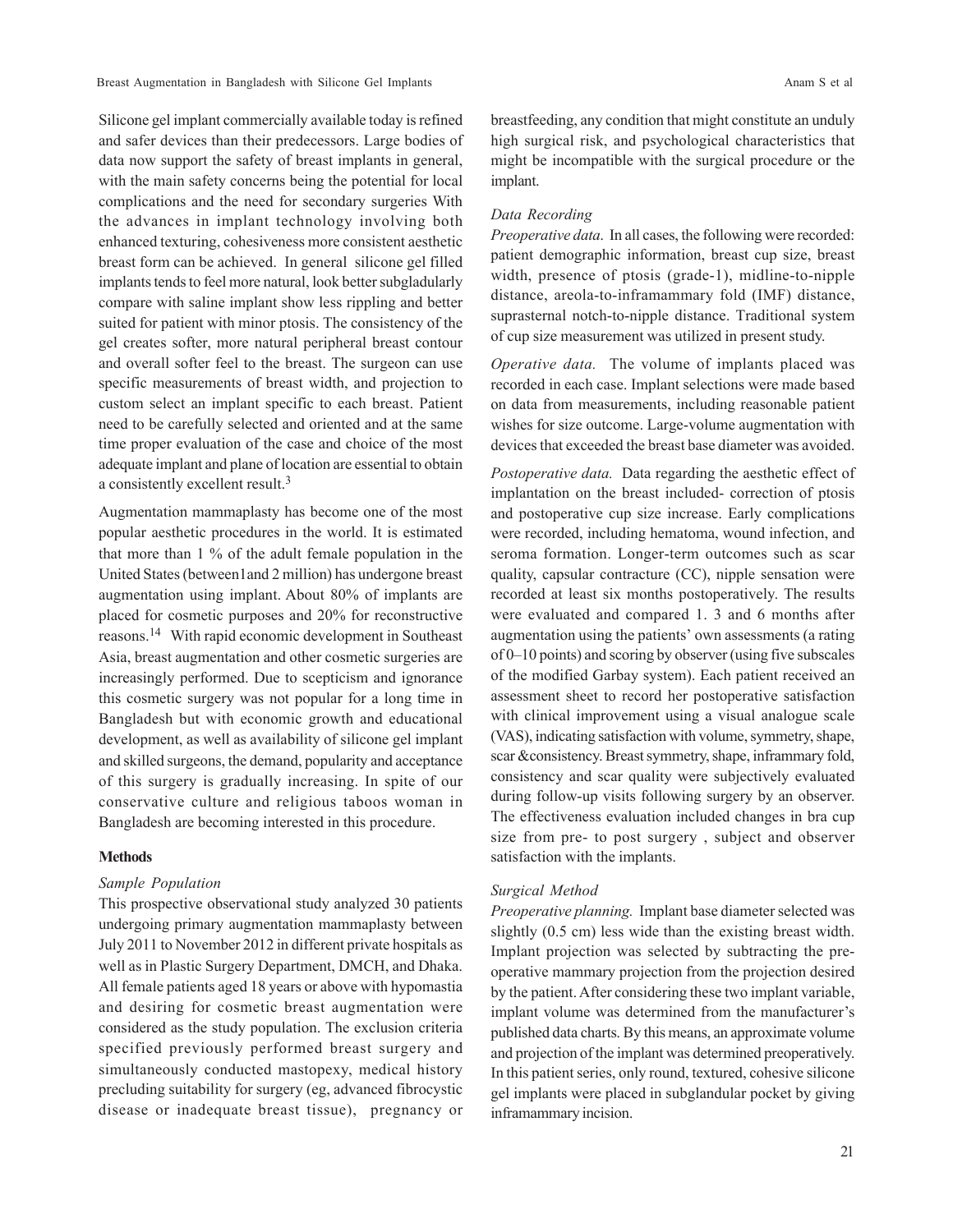Silicone gel implant commercially available today is refined and safer devices than their predecessors. Large bodies of data now support the safety of breast implants in general, with the main safety concerns being the potential for local complications and the need for secondary surgeries With the advances in implant technology involving both enhanced texturing, cohesiveness more consistent aesthetic breast form can be achieved. In general silicone gel filled implants tends to feel more natural, look better subgladularly compare with saline implant show less rippling and better suited for patient with minor ptosis. The consistency of the gel creates softer, more natural peripheral breast contour and overall softer feel to the breast. The surgeon can use specific measurements of breast width, and projection to custom select an implant specific to each breast. Patient need to be carefully selected and oriented and at the same time proper evaluation of the case and choice of the most adequate implant and plane of location are essential to obtain a consistently excellent result.[3]

Augmentation mammaplasty has become one of the most popular aesthetic procedures in the world. It is estimated that more than 1 % of the adult female population in the United States (between1and 2 million) has undergone breast augmentation using implant. About 80% of implants are placed for cosmetic purposes and 20% for reconstructive reasons.[14] With rapid economic development in Southeast Asia, breast augmentation and other cosmetic surgeries are increasingly performed. Due to scepticism and ignorance this cosmetic surgery was not popular for a long time in Bangladesh but with economic growth and educational development, as well as availability of silicone gel implant and skilled surgeons, the demand, popularity and acceptance of this surgery is gradually increasing. In spite of our conservative culture and religious taboos woman in Bangladesh are becoming interested in this procedure.

## Methods

### *Sample Population*

This prospective observational study analyzed 30 patients undergoing primary augmentation mammaplasty between July 2011 to November 2012 in different private hospitals as well as in Plastic Surgery Department, DMCH, and Dhaka. All female patients aged 18 years or above with hypomastia and desiring for cosmetic breast augmentation were considered as the study population. The exclusion criteria specified previously performed breast surgery and simultaneously conducted mastopexy, medical history precluding suitability for surgery (eg, advanced fibrocystic disease or inadequate breast tissue), pregnancy or breastfeeding, any condition that might constitute an unduly high surgical risk, and psychological characteristics that might be incompatible with the surgical procedure or the implant.

### *Data Recording*

*Preoperative data.* In all cases, the following were recorded: patient demographic information, breast cup size, breast width, presence of ptosis (grade-1), midline-to-nipple distance, areola-to-inframammary fold (IMF) distance, suprasternal notch-to-nipple distance. Traditional system of cup size measurement was utilized in present study.

*Operative data.* The volume of implants placed was recorded in each case. Implant selections were made based on data from measurements, including reasonable patient wishes for size outcome. Large-volume augmentation with devices that exceeded the breast base diameter was avoided.

*Postoperative data.* Data regarding the aesthetic effect of implantation on the breast included- correction of ptosis and postoperative cup size increase. Early complications were recorded, including hematoma, wound infection, and seroma formation. Longer-term outcomes such as scar quality, capsular contracture (CC), nipple sensation were recorded at least six months postoperatively. The results were evaluated and compared 1. 3 and 6 months after augmentation using the patients' own assessments (a rating of 0–10 points) and scoring by observer (using five subscales of the modified Garbay system). Each patient received an assessment sheet to record her postoperative satisfaction with clinical improvement using a visual analogue scale (VAS), indicating satisfaction with volume, symmetry, shape, scar &consistency. Breast symmetry, shape, inframmary fold, consistency and scar quality were subjectively evaluated during follow-up visits following surgery by an observer. The effectiveness evaluation included changes in bra cup size from pre- to post surgery , subject and observer satisfaction with the implants.

### *Surgical Method*

*Preoperative planning.* Implant base diameter selected was slightly (0.5 cm) less wide than the existing breast width. Implant projection was selected by subtracting the pre-operative mammary projection from the projection desired by the patient. After considering these two implant variable, implant volume was determined from the manufacturer's published data charts. By this means, an approximate volume and projection of the implant was determined preoperatively. In this patient series, only round, textured, cohesive silicone gel implants were placed in subglandular pocket by giving inframammary incision.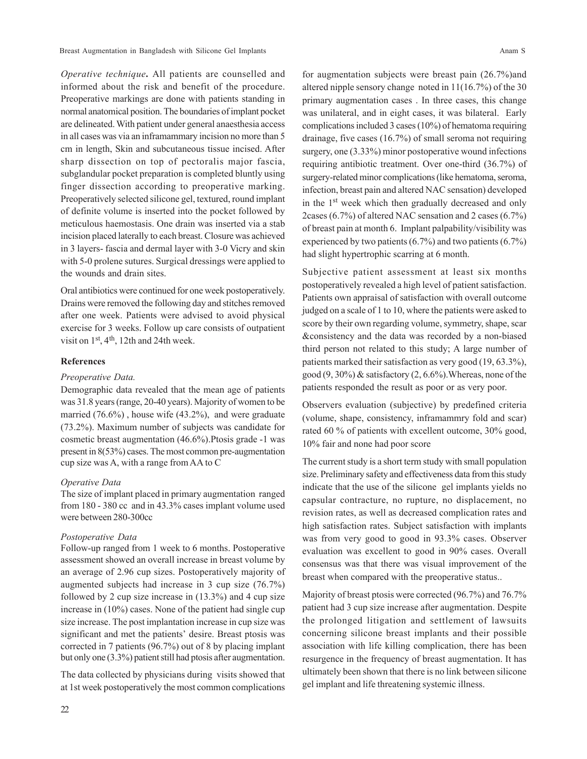*Operative technique***.** All patients are counselled and informed about the risk and benefit of the procedure. Preoperative markings are done with patients standing in normal anatomical position. The boundaries of implant pocket are delineated. With patient under general anaesthesia access in all cases was via an inframammary incision no more than 5 cm in length, Skin and subcutaneous tissue incised. After sharp dissection on top of pectoralis major fascia, subglandular pocket preparation is completed bluntly using finger dissection according to preoperative marking. Preoperatively selected silicone gel, textured, round implant of definite volume is inserted into the pocket followed by meticulous haemostasis. One drain was inserted via a stab incision placed laterally to each breast. Closure was achieved in 3 layers- fascia and dermal layer with 3-0 Vicry and skin with 5-0 prolene sutures. Surgical dressings were applied to the wounds and drain sites.

Oral antibiotics were continued for one week postoperatively. Drains were removed the following day and stitches removed after one week. Patients were advised to avoid physical exercise for 3 weeks. Follow up care consists of outpatient visit on 1st, 4th, 12th and 24th week.

### References

*Preoperative Data.*

Demographic data revealed that the mean age of patients was 31.8 years (range, 20-40 years). Majority of women to be married (76.6%) , house wife (43.2%), and were graduate (73.2%). Maximum number of subjects was candidate for cosmetic breast augmentation (46.6%).Ptosis grade -1 was present in 8(53%) cases. The most common pre-augmentation cup size was A, with a range from AA to C

*Operative Data*

The size of implant placed in primary augmentation ranged from 180 - 380 cc and in 43.3% cases implant volume used were between 280-300cc

*Postoperative Data*

Follow-up ranged from 1 week to 6 months. Postoperative assessment showed an overall increase in breast volume by an average of 2.96 cup sizes. Postoperatively majority of augmented subjects had increase in 3 cup size (76.7%) followed by 2 cup size increase in (13.3%) and 4 cup size increase in (10%) cases. None of the patient had single cup size increase. The post implantation increase in cup size was significant and met the patients' desire. Breast ptosis was corrected in 7 patients (96.7%) out of 8 by placing implant but only one (3.3%) patient still had ptosis after augmentation.

The data collected by physicians during visits showed that at 1st week postoperatively the most common complications for augmentation subjects were breast pain (26.7%)and altered nipple sensory change noted in 11(16.7%) of the 30 primary augmentation cases . In three cases, this change was unilateral, and in eight cases, it was bilateral. Early complications included 3 cases (10%) of hematoma requiring drainage, five cases (16.7%) of small seroma not requiring surgery, one (3.33%) minor postoperative wound infections requiring antibiotic treatment. Over one-third (36.7%) of surgery-related minor complications (like hematoma, seroma, infection, breast pain and altered NAC sensation) developed in the 1st week which then gradually decreased and only 2cases (6.7%) of altered NAC sensation and 2 cases (6.7%) of breast pain at month 6. Implant palpability/visibility was experienced by two patients (6.7%) and two patients (6.7%) had slight hypertrophic scarring at 6 month.

Subjective patient assessment at least six months postoperatively revealed a high level of patient satisfaction. Patients own appraisal of satisfaction with overall outcome judged on a scale of 1 to 10, where the patients were asked to score by their own regarding volume, symmetry, shape, scar &consistency and the data was recorded by a non-biased third person not related to this study; A large number of patients marked their satisfaction as very good (19, 63.3%), good (9, 30%) & satisfactory (2, 6.6%).Whereas, none of the patients responded the result as poor or as very poor.

Observers evaluation (subjective) by predefined criteria (volume, shape, consistency, inframammry fold and scar) rated 60 % of patients with excellent outcome, 30% good, 10% fair and none had poor score

The current study is a short term study with small population size. Preliminary safety and effectiveness data from this study indicate that the use of the silicone gel implants yields no capsular contracture, no rupture, no displacement, no revision rates, as well as decreased complication rates and high satisfaction rates. Subject satisfaction with implants was from very good to good in 93.3% cases. Observer evaluation was excellent to good in 90% cases. Overall consensus was that there was visual improvement of the breast when compared with the preoperative status..

Majority of breast ptosis were corrected (96.7%) and 76.7% patient had 3 cup size increase after augmentation. Despite the prolonged litigation and settlement of lawsuits concerning silicone breast implants and their possible association with life killing complication, there has been resurgence in the frequency of breast augmentation. It has ultimately been shown that there is no link between silicone gel implant and life threatening systemic illness.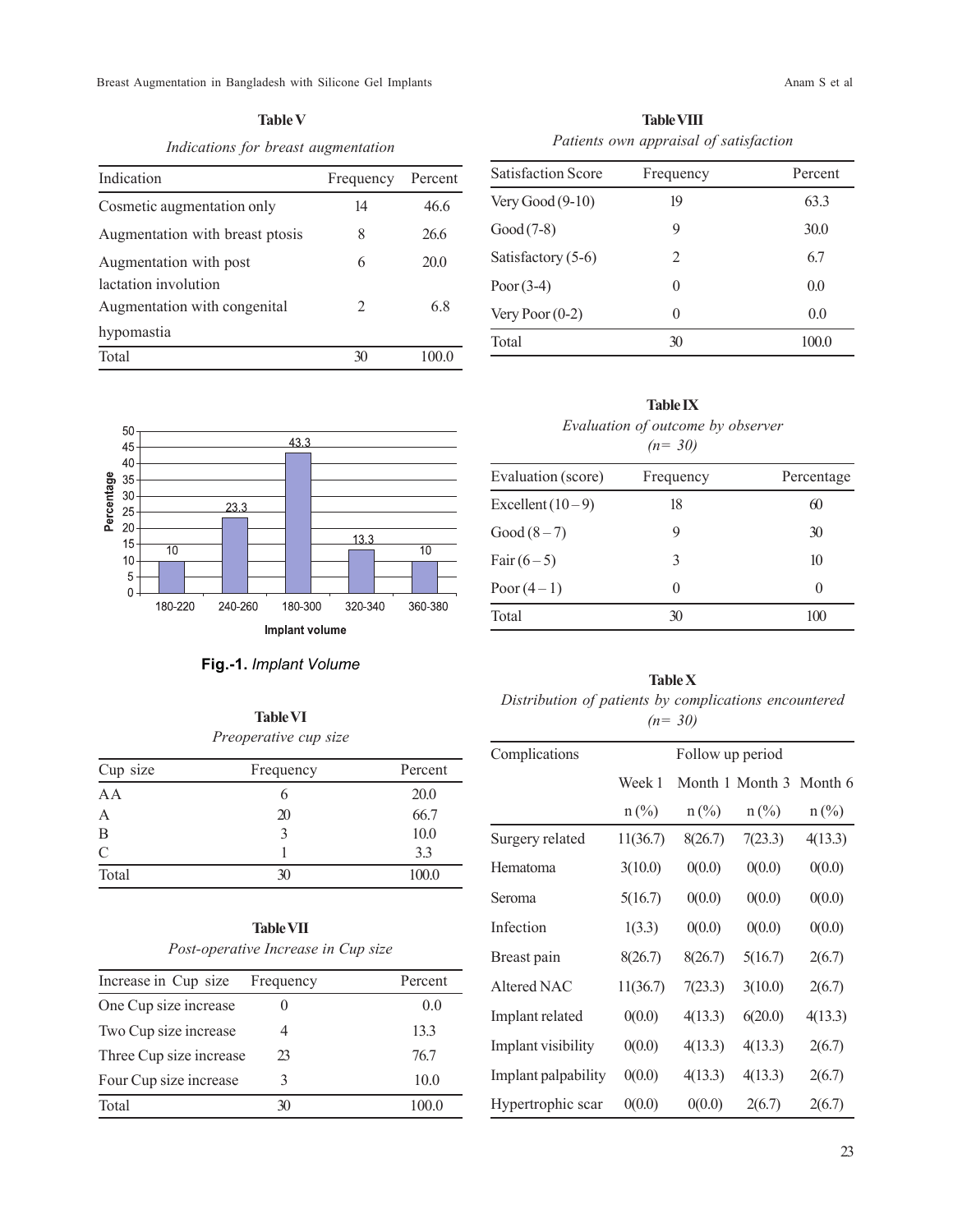**Table V**

*Indications for breast augmentation*

| Indication | Frequency | Percent |
|---|---|---|
| Cosmetic augmentation only | 14 | 46.6 |
| Augmentation with breast ptosis | 8 | 26.6 |
| Augmentation with post lactation involution | 6 | 20.0 |
| Augmentation with congenital hypomastia | 2 | 6.8 |
| Total | 30 | 100.0 |

| Implant volume | Percentage |
|---|---|
| 180-220 | 10 |
| 240-260 | 23.3 |
| 180-300 | 43.3 |
| 320-340 | 13.3 |
| 360-380 | 10 |

**Fig.-1.** *Implant Volume*

**Table VI**

*Preoperative cup size*

| Cup size | Frequency | Percent |
|---|---|---|
| AA | 6 | 20.0 |
| A | 20 | 66.7 |
| B | 3 | 10.0 |
| C | 1 | 3.3 |
| Total | 30 | 100.0 |

**Table VII**

*Post-operative Increase in Cup size*

| Increase in Cup size | Frequency | Percent |
|---|---|---|
| One Cup size increase | 0 | 0.0 |
| Two Cup size increase | 4 | 13.3 |
| Three Cup size increase | 23 | 76.7 |
| Four Cup size increase | 3 | 10.0 |
| Total | 30 | 100.0 |

**Table VIII**

*Patients own appraisal of satisfaction*

| Satisfaction Score | Frequency | Percent |
|---|---|---|
| Very Good (9-10) | 19 | 63.3 |
| Good (7-8) | 9 | 30.0 |
| Satisfactory (5-6) | 2 | 6.7 |
| Poor (3-4) | 0 | 0.0 |
| Very Poor (0-2) | 0 | 0.0 |
| Total | 30 | 100.0 |

**Table IX**

*Evaluation of outcome by observer*
*(n= 30)*

| Evaluation (score) | Frequency | Percentage |
|---|---|---|
| Excellent (10 – 9) | 18 | 60 |
| Good (8 – 7) | 9 | 30 |
| Fair (6 – 5) | 3 | 10 |
| Poor (4 – 1) | 0 | 0 |
| Total | 30 | 100 |

**Table X**

*Distribution of patients by complications encountered*
*(n= 30)*

| Complications | Follow up period | | | |
|---|---|---|---|---|
| | Week 1 | Month 1 | Month 3 | Month 6 |
| | n (%) | n (%) | n (%) | n (%) |
| Surgery related | 11(36.7) | 8(26.7) | 7(23.3) | 4(13.3) |
| Hematoma | 3(10.0) | 0(0.0) | 0(0.0) | 0(0.0) |
| Seroma | 5(16.7) | 0(0.0) | 0(0.0) | 0(0.0) |
| Infection | 1(3.3) | 0(0.0) | 0(0.0) | 0(0.0) |
| Breast pain | 8(26.7) | 8(26.7) | 5(16.7) | 2(6.7) |
| Altered NAC | 11(36.7) | 7(23.3) | 3(10.0) | 2(6.7) |
| Implant related | 0(0.0) | 4(13.3) | 6(20.0) | 4(13.3) |
| Implant visibility | 0(0.0) | 4(13.3) | 4(13.3) | 2(6.7) |
| Implant palpability | 0(0.0) | 4(13.3) | 4(13.3) | 2(6.7) |
| Hypertrophic scar | 0(0.0) | 0(0.0) | 2(6.7) | 2(6.7) |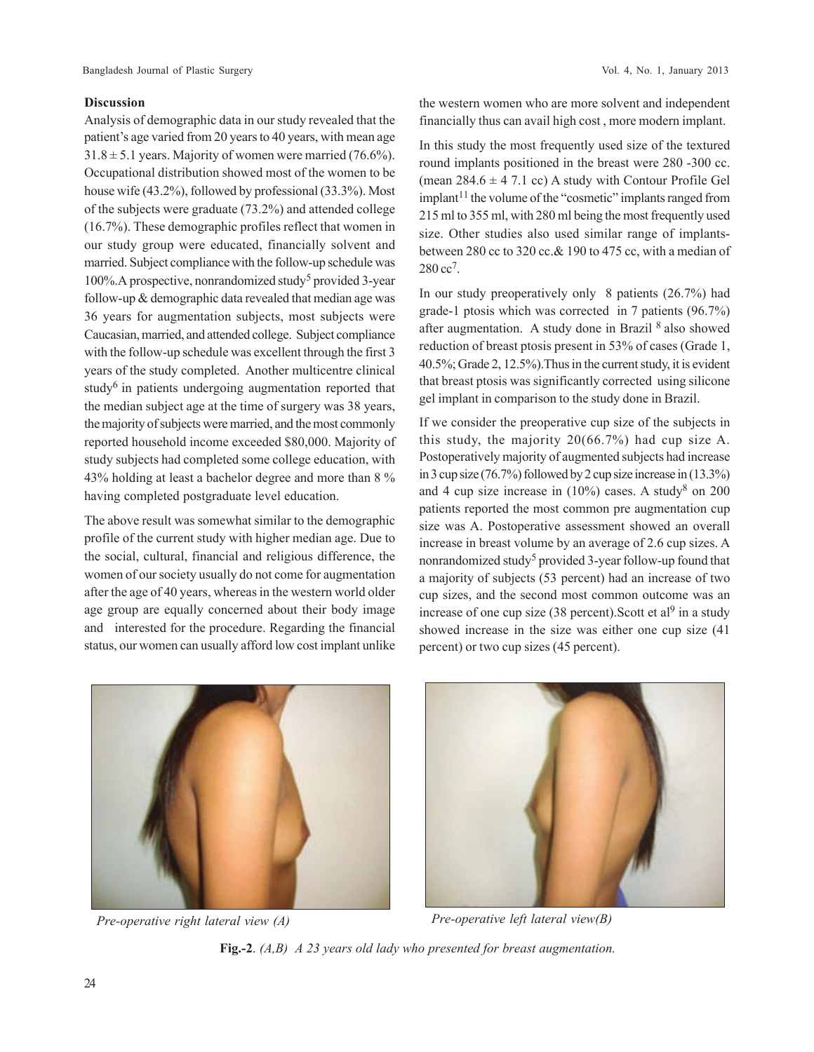## Discussion

Analysis of demographic data in our study revealed that the patient's age varied from 20 years to 40 years, with mean age $31.8 \pm 5.1$ years. Majority of women were married (76.6%). Occupational distribution showed most of the women to be house wife (43.2%), followed by professional (33.3%). Most of the subjects were graduate (73.2%) and attended college (16.7%). These demographic profiles reflect that women in our study group were educated, financially solvent and married. Subject compliance with the follow-up schedule was 100%.A prospective, nonrandomized study[5] provided 3-year follow-up & demographic data revealed that median age was 36 years for augmentation subjects, most subjects were Caucasian, married, and attended college. Subject compliance with the follow-up schedule was excellent through the first 3 years of the study completed. Another multicentre clinical study[6] in patients undergoing augmentation reported that the median subject age at the time of surgery was 38 years, the majority of subjects were married, and the most commonly reported household income exceeded $80,000. Majority of study subjects had completed some college education, with 43% holding at least a bachelor degree and more than 8 % having completed postgraduate level education.

The above result was somewhat similar to the demographic profile of the current study with higher median age. Due to the social, cultural, financial and religious difference, the women of our society usually do not come for augmentation after the age of 40 years, whereas in the western world older age group are equally concerned about their body image and interested for the procedure. Regarding the financial status, our women can usually afford low cost implant unlike the western women who are more solvent and independent financially thus can avail high cost , more modern implant.

In this study the most frequently used size of the textured round implants positioned in the breast were 280 -300 cc. (mean $284.6 \pm 4\ 7.1$ cc) A study with Contour Profile Gel implant[11] the volume of the "cosmetic" implants ranged from 215 ml to 355 ml, with 280 ml being the most frequently used size. Other studies also used similar range of implants-between 280 cc to 320 cc.& 190 to 475 cc, with a median of 280 cc[7].

In our study preoperatively only 8 patients (26.7%) had grade-1 ptosis which was corrected in 7 patients (96.7%) after augmentation. A study done in Brazil [8] also showed reduction of breast ptosis present in 53% of cases (Grade 1, 40.5%; Grade 2, 12.5%).Thus in the current study, it is evident that breast ptosis was significantly corrected using silicone gel implant in comparison to the study done in Brazil.

If we consider the preoperative cup size of the subjects in this study, the majority 20(66.7%) had cup size A. Postoperatively majority of augmented subjects had increase in 3 cup size (76.7%) followed by 2 cup size increase in (13.3%) and 4 cup size increase in (10%) cases. A study[8] on 200 patients reported the most common pre augmentation cup size was A. Postoperative assessment showed an overall increase in breast volume by an average of 2.6 cup sizes. A nonrandomized study[5] provided 3-year follow-up found that a majority of subjects (53 percent) had an increase of two cup sizes, and the second most common outcome was an increase of one cup size (38 percent).Scott et al[9] in a study showed increase in the size was either one cup size (41 percent) or two cup sizes (45 percent).

*Pre-operative right lateral view (A)*

*Pre-operative left lateral view(B)*

**Fig.-2**. *(A,B) A 23 years old lady who presented for breast augmentation.*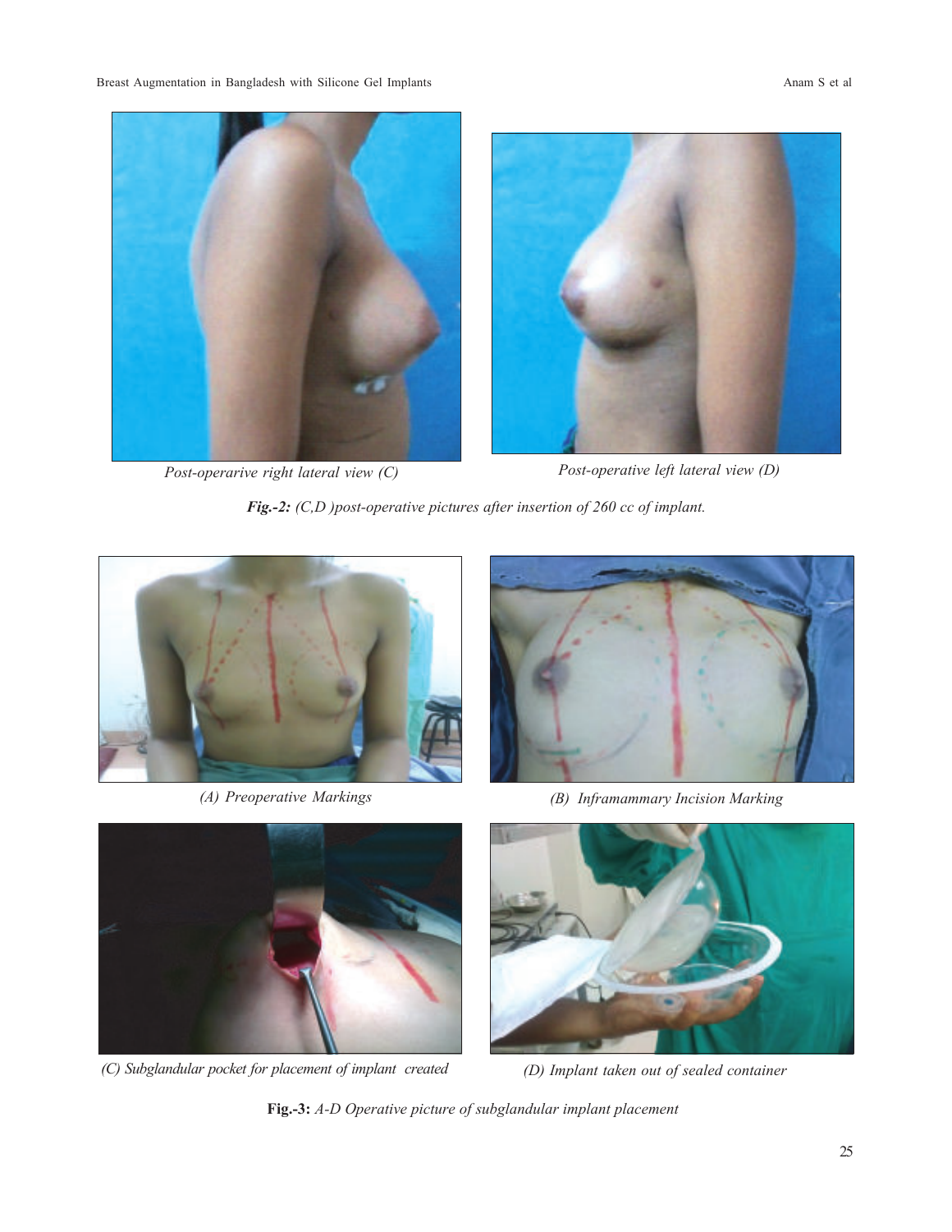Post-operarive right lateral view (C)

Post-operative left lateral view (D)

***Fig.-2:*** *(C,D )post-operative pictures after insertion of 260 cc of implant.*

*(A) Preoperative Markings*

*(B) Inframammary Incision Marking*

*(C) Subglandular pocket for placement of implant created*

*(D) Implant taken out of sealed container*

**Fig.-3:** *A-D Operative picture of subglandular implant placement*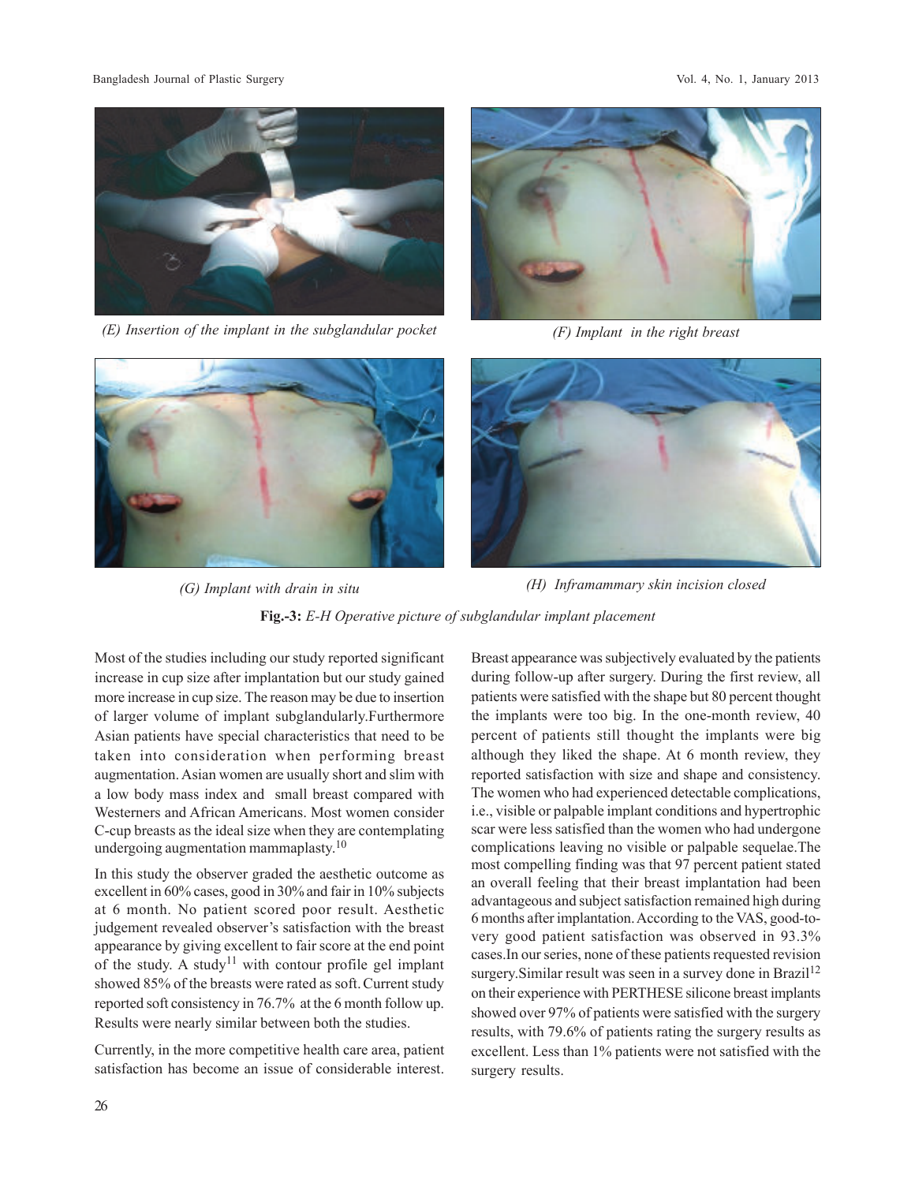*(E) Insertion of the implant in the subglandular pocket*

*(F) Implant in the right breast*

*(G) Implant with drain in situ*

*(H) Inframammary skin incision closed*

**Fig.-3:** *E-H Operative picture of subglandular implant placement*

Most of the studies including our study reported significant increase in cup size after implantation but our study gained more increase in cup size. The reason may be due to insertion of larger volume of implant subglandularly.Furthermore Asian patients have special characteristics that need to be taken into consideration when performing breast augmentation. Asian women are usually short and slim with a low body mass index and small breast compared with Westerners and African Americans. Most women consider C-cup breasts as the ideal size when they are contemplating undergoing augmentation mammaplasty.[10]

In this study the observer graded the aesthetic outcome as excellent in 60% cases, good in 30% and fair in 10% subjects at 6 month. No patient scored poor result. Aesthetic judgement revealed observer's satisfaction with the breast appearance by giving excellent to fair score at the end point of the study. A study[11] with contour profile gel implant showed 85% of the breasts were rated as soft. Current study reported soft consistency in 76.7% at the 6 month follow up. Results were nearly similar between both the studies.

Currently, in the more competitive health care area, patient satisfaction has become an issue of considerable interest. Breast appearance was subjectively evaluated by the patients during follow-up after surgery. During the first review, all patients were satisfied with the shape but 80 percent thought the implants were too big. In the one-month review, 40 percent of patients still thought the implants were big although they liked the shape. At 6 month review, they reported satisfaction with size and shape and consistency. The women who had experienced detectable complications, i.e., visible or palpable implant conditions and hypertrophic scar were less satisfied than the women who had undergone complications leaving no visible or palpable sequelae.The most compelling finding was that 97 percent patient stated an overall feeling that their breast implantation had been advantageous and subject satisfaction remained high during 6 months after implantation. According to the VAS, good-to-very good patient satisfaction was observed in 93.3% cases.In our series, none of these patients requested revision surgery.Similar result was seen in a survey done in Brazil[12] on their experience with PERTHESE silicone breast implants showed over 97% of patients were satisfied with the surgery results, with 79.6% of patients rating the surgery results as excellent. Less than 1% patients were not satisfied with the surgery results.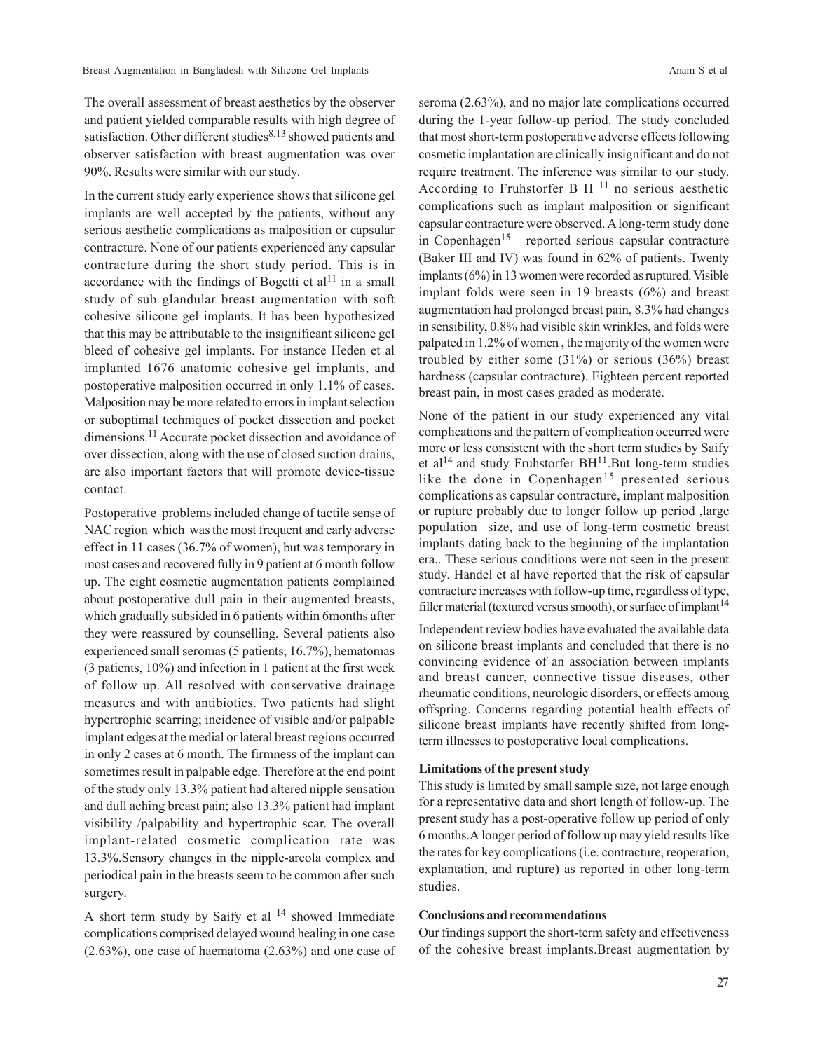The overall assessment of breast aesthetics by the observer and patient yielded comparable results with high degree of satisfaction. Other different studies[8,13] showed patients and observer satisfaction with breast augmentation was over 90%. Results were similar with our study.

In the current study early experience shows that silicone gel implants are well accepted by the patients, without any serious aesthetic complications as malposition or capsular contracture. None of our patients experienced any capsular contracture during the short study period. This is in accordance with the findings of Bogetti et al[11] in a small study of sub glandular breast augmentation with soft cohesive silicone gel implants. It has been hypothesized that this may be attributable to the insignificant silicone gel bleed of cohesive gel implants. For instance Heden et al implanted 1676 anatomic cohesive gel implants, and postoperative malposition occurred in only 1.1% of cases. Malposition may be more related to errors in implant selection or suboptimal techniques of pocket dissection and pocket dimensions.[11] Accurate pocket dissection and avoidance of over dissection, along with the use of closed suction drains, are also important factors that will promote device-tissue contact.

Postoperative problems included change of tactile sense of NAC region which was the most frequent and early adverse effect in 11 cases (36.7% of women), but was temporary in most cases and recovered fully in 9 patient at 6 month follow up. The eight cosmetic augmentation patients complained about postoperative dull pain in their augmented breasts, which gradually subsided in 6 patients within 6months after they were reassured by counselling. Several patients also experienced small seromas (5 patients, 16.7%), hematomas (3 patients, 10%) and infection in 1 patient at the first week of follow up. All resolved with conservative drainage measures and with antibiotics. Two patients had slight hypertrophic scarring; incidence of visible and/or palpable implant edges at the medial or lateral breast regions occurred in only 2 cases at 6 month. The firmness of the implant can sometimes result in palpable edge. Therefore at the end point of the study only 13.3% patient had altered nipple sensation and dull aching breast pain; also 13.3% patient had implant visibility /palpability and hypertrophic scar. The overall implant-related cosmetic complication rate was 13.3%.Sensory changes in the nipple-areola complex and periodical pain in the breasts seem to be common after such surgery.

A short term study by Saify et al [14] showed Immediate complications comprised delayed wound healing in one case (2.63%), one case of haematoma (2.63%) and one case of seroma (2.63%), and no major late complications occurred during the 1-year follow-up period. The study concluded that most short-term postoperative adverse effects following cosmetic implantation are clinically insignificant and do not require treatment. The inference was similar to our study. According to Fruhstorfer B H [11] no serious aesthetic complications such as implant malposition or significant capsular contracture were observed. A long-term study done in Copenhagen[15] reported serious capsular contracture (Baker III and IV) was found in 62% of patients. Twenty implants (6%) in 13 women were recorded as ruptured. Visible implant folds were seen in 19 breasts (6%) and breast augmentation had prolonged breast pain, 8.3% had changes in sensibility, 0.8% had visible skin wrinkles, and folds were palpated in 1.2% of women , the majority of the women were troubled by either some (31%) or serious (36%) breast hardness (capsular contracture). Eighteen percent reported breast pain, in most cases graded as moderate.

None of the patient in our study experienced any vital complications and the pattern of complication occurred were more or less consistent with the short term studies by Saify et al[14] and study Fruhstorfer BH[11].But long-term studies like the done in Copenhagen[15] presented serious complications as capsular contracture, implant malposition or rupture probably due to longer follow up period ,large population size, and use of long-term cosmetic breast implants dating back to the beginning of the implantation era,. These serious conditions were not seen in the present study. Handel et al have reported that the risk of capsular contracture increases with follow-up time, regardless of type, filler material (textured versus smooth), or surface of implant[14]

Independent review bodies have evaluated the available data on silicone breast implants and concluded that there is no convincing evidence of an association between implants and breast cancer, connective tissue diseases, other rheumatic conditions, neurologic disorders, or effects among offspring. Concerns regarding potential health effects of silicone breast implants have recently shifted from long-term illnesses to postoperative local complications.

### Limitations of the present study

This study is limited by small sample size, not large enough for a representative data and short length of follow-up. The present study has a post-operative follow up period of only 6 months.A longer period of follow up may yield results like the rates for key complications (i.e. contracture, reoperation, explantation, and rupture) as reported in other long-term studies.

### Conclusions and recommendations

Our findings support the short-term safety and effectiveness of the cohesive breast implants.Breast augmentation by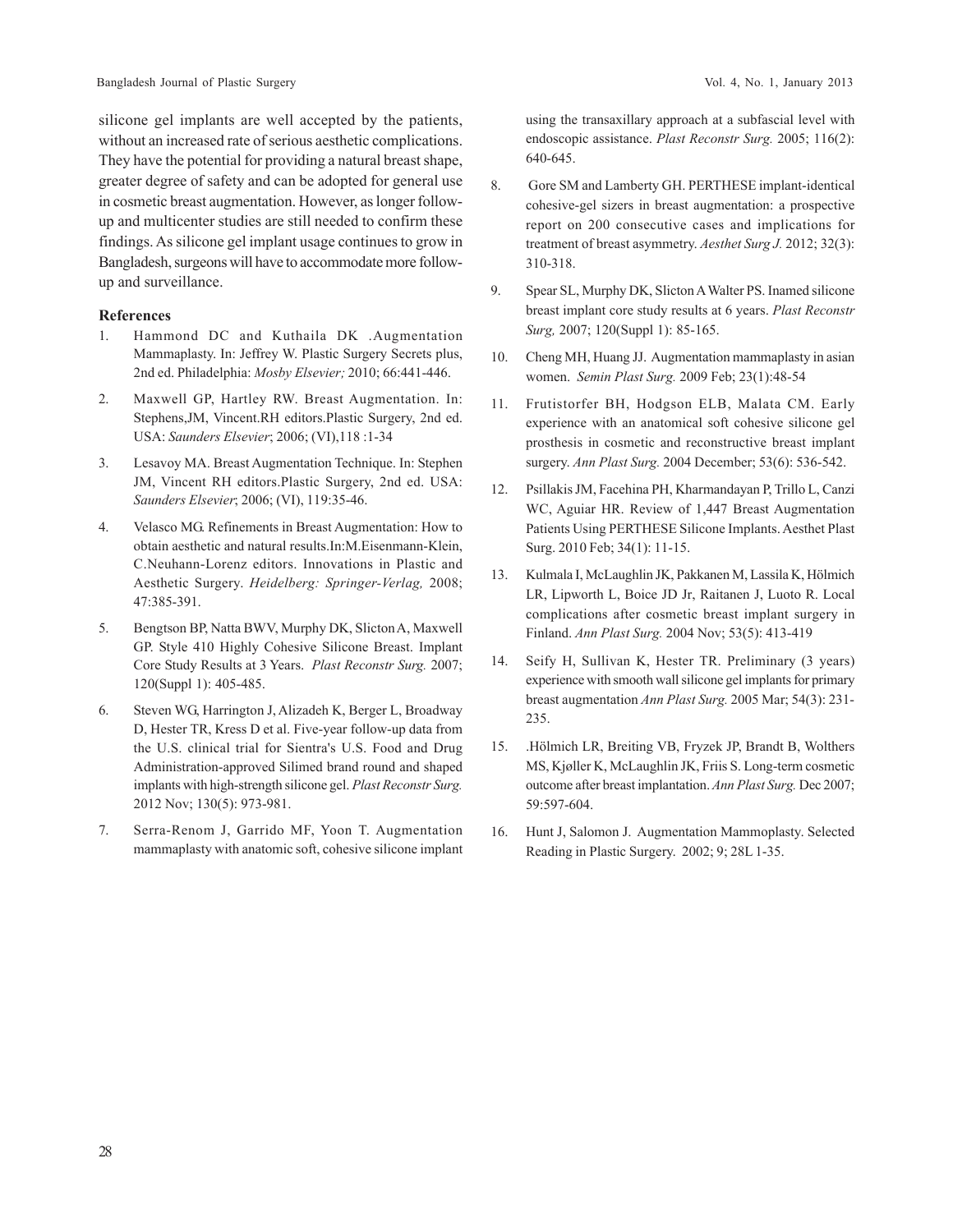silicone gel implants are well accepted by the patients, without an increased rate of serious aesthetic complications. They have the potential for providing a natural breast shape, greater degree of safety and can be adopted for general use in cosmetic breast augmentation. However, as longer follow-up and multicenter studies are still needed to confirm these findings. As silicone gel implant usage continues to grow in Bangladesh, surgeons will have to accommodate more follow-up and surveillance.

**References**

1. Hammond DC and Kuthaila DK .Augmentation Mammaplasty. In: Jeffrey W. Plastic Surgery Secrets plus, 2nd ed. Philadelphia: *Mosby Elsevier;* 2010; 66:441-446.
2. Maxwell GP, Hartley RW. Breast Augmentation. In: Stephens,JM, Vincent.RH editors.Plastic Surgery, 2nd ed. USA: *Saunders Elsevier*; 2006; (VI),118 :1-34
3. Lesavoy MA. Breast Augmentation Technique. In: Stephen JM, Vincent RH editors.Plastic Surgery, 2nd ed. USA: *Saunders Elsevier*; 2006; (VI), 119:35-46.
4. Velasco MG. Refinements in Breast Augmentation: How to obtain aesthetic and natural results.In:M.Eisenmann-Klein, C.Neuhann-Lorenz editors. Innovations in Plastic and Aesthetic Surgery. *Heidelberg: Springer-Verlag,* 2008; 47:385-391.
5. Bengtson BP, Natta BWV, Murphy DK, Slicton A, Maxwell GP. Style 410 Highly Cohesive Silicone Breast. Implant Core Study Results at 3 Years. *Plast Reconstr Surg.* 2007; 120(Suppl 1): 405-485.
6. Steven WG, Harrington J, Alizadeh K, Berger L, Broadway D, Hester TR, Kress D et al. Five-year follow-up data from the U.S. clinical trial for Sientra's U.S. Food and Drug Administration-approved Silimed brand round and shaped implants with high-strength silicone gel. *Plast Reconstr Surg.* 2012 Nov; 130(5): 973-981.
7. Serra-Renom J, Garrido MF, Yoon T. Augmentation mammaplasty with anatomic soft, cohesive silicone implant using the transaxillary approach at a subfascial level with endoscopic assistance. *Plast Reconstr Surg.* 2005; 116(2): 640-645.
8. Gore SM and Lamberty GH. PERTHESE implant-identical cohesive-gel sizers in breast augmentation: a prospective report on 200 consecutive cases and implications for treatment of breast asymmetry. *Aesthet Surg J.* 2012; 32(3): 310-318.
9. Spear SL, Murphy DK, Slicton A Walter PS. Inamed silicone breast implant core study results at 6 years. *Plast Reconstr Surg,* 2007; 120(Suppl 1): 85-165.
10. Cheng MH, Huang JJ. Augmentation mammaplasty in asian women. *Semin Plast Surg.* 2009 Feb; 23(1):48-54
11. Frutistorfer BH, Hodgson ELB, Malata CM. Early experience with an anatomical soft cohesive silicone gel prosthesis in cosmetic and reconstructive breast implant surgery. *Ann Plast Surg.* 2004 December; 53(6): 536-542.
12. Psillakis JM, Facehina PH, Kharmandayan P, Trillo L, Canzi WC, Aguiar HR. Review of 1,447 Breast Augmentation Patients Using PERTHESE Silicone Implants. Aesthet Plast Surg. 2010 Feb; 34(1): 11-15.
13. Kulmala I, McLaughlin JK, Pakkanen M, Lassila K, Hölmich LR, Lipworth L, Boice JD Jr, Raitanen J, Luoto R. Local complications after cosmetic breast implant surgery in Finland. *Ann Plast Surg.* 2004 Nov; 53(5): 413-419
14. Seify H, Sullivan K, Hester TR. Preliminary (3 years) experience with smooth wall silicone gel implants for primary breast augmentation *Ann Plast Surg.* 2005 Mar; 54(3): 231-235.
15. .Hölmich LR, Breiting VB, Fryzek JP, Brandt B, Wolthers MS, Kjøller K, McLaughlin JK, Friis S. Long-term cosmetic outcome after breast implantation. *Ann Plast Surg.* Dec 2007; 59:597-604.
16. Hunt J, Salomon J. Augmentation Mammoplasty. Selected Reading in Plastic Surgery. 2002; 9; 28L 1-35.